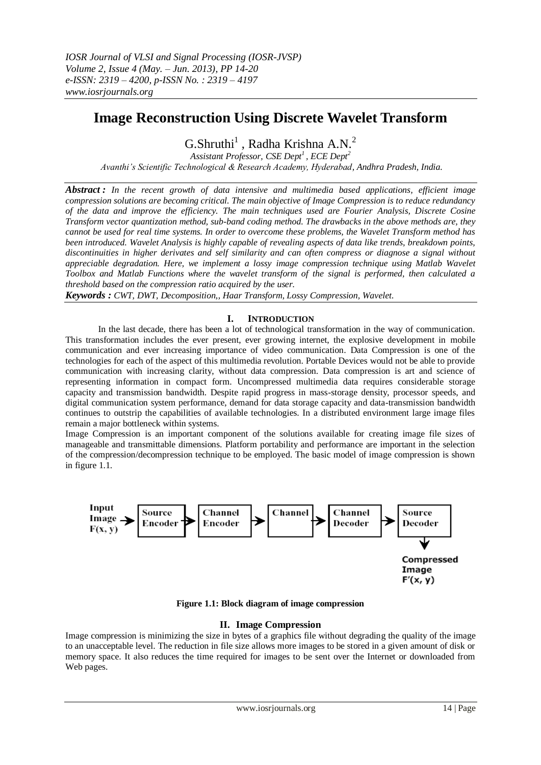# Image Reconstruction Using Discrete Wavelet Transform

G.Shruthi[1] , Radha Krishna A.N.[2]

*Assistant Professor, CSE Dept[1] , ECE Dept[2]*
*Avanthi's Scientific Technological & Research Academy, Hyderabad, Andhra Pradesh, India.*

***Abstract :*** *In the recent growth of data intensive and multimedia based applications, efficient image compression solutions are becoming critical. The main objective of Image Compression is to reduce redundancy of the data and improve the efficiency. The main techniques used are Fourier Analysis, Discrete Cosine Transform vector quantization method, sub-band coding method. The drawbacks in the above methods are, they cannot be used for real time systems. In order to overcome these problems, the Wavelet Transform method has been introduced. Wavelet Analysis is highly capable of revealing aspects of data like trends, breakdown points, discontinuities in higher derivates and self similarity and can often compress or diagnose a signal without appreciable degradation. Here, we implement a lossy image compression technique using Matlab Wavelet Toolbox and Matlab Functions where the wavelet transform of the signal is performed, then calculated a threshold based on the compression ratio acquired by the user.*

***Keywords :*** *CWT, DWT, Decomposition,, Haar Transform, Lossy Compression, Wavelet.*

## I. INTRODUCTION

In the last decade, there has been a lot of technological transformation in the way of communication. This transformation includes the ever present, ever growing internet, the explosive development in mobile communication and ever increasing importance of video communication. Data Compression is one of the technologies for each of the aspect of this multimedia revolution. Portable Devices would not be able to provide communication with increasing clarity, without data compression. Data compression is art and science of representing information in compact form. Uncompressed multimedia data requires considerable storage capacity and transmission bandwidth. Despite rapid progress in mass-storage density, processor speeds, and digital communication system performance, demand for data storage capacity and data-transmission bandwidth continues to outstrip the capabilities of available technologies. In a distributed environment large image files remain a major bottleneck within systems.

Image Compression is an important component of the solutions available for creating image file sizes of manageable and transmittable dimensions. Platform portability and performance are important in the selection of the compression/decompression technique to be employed. The basic model of image compression is shown in figure 1.1.

Input Image F(x, y) → Source Encoder → Channel Encoder → Channel → Channel Decoder → Source Decoder → Compressed Image F'(x, y)

**Figure 1.1: Block diagram of image compression**

## II. Image Compression

Image compression is minimizing the size in bytes of a graphics file without degrading the quality of the image to an unacceptable level. The reduction in file size allows more images to be stored in a given amount of disk or memory space. It also reduces the time required for images to be sent over the Internet or downloaded from Web pages.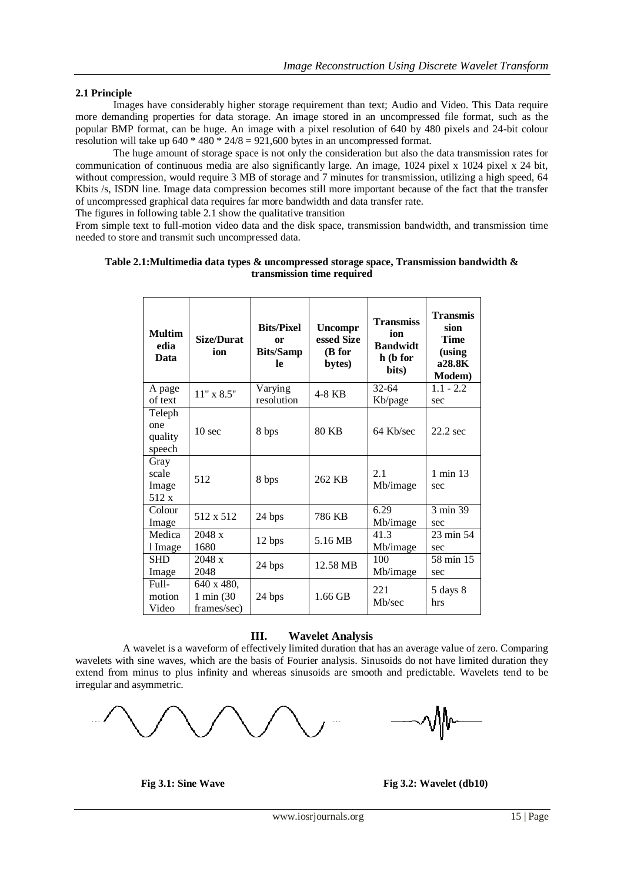### 2.1 Principle

Images have considerably higher storage requirement than text; Audio and Video. This Data require more demanding properties for data storage. An image stored in an uncompressed file format, such as the popular BMP format, can be huge. An image with a pixel resolution of 640 by 480 pixels and 24-bit colour resolution will take up 640 * 480 * 24/8 = 921,600 bytes in an uncompressed format.

The huge amount of storage space is not only the consideration but also the data transmission rates for communication of continuous media are also significantly large. An image, 1024 pixel x 1024 pixel x 24 bit, without compression, would require 3 MB of storage and 7 minutes for transmission, utilizing a high speed, 64 Kbits /s, ISDN line. Image data compression becomes still more important because of the fact that the transfer of uncompressed graphical data requires far more bandwidth and data transfer rate.

The figures in following table 2.1 show the qualitative transition

From simple text to full-motion video data and the disk space, transmission bandwidth, and transmission time needed to store and transmit such uncompressed data.

**Table 2.1:Multimedia data types & uncompressed storage space, Transmission bandwidth & transmission time required**

| Multimedia Data | Size/Duration | Bits/Pixel or Bits/Sample | Uncompressed Size (B for bytes) | Transmission Bandwidth (b for bits) | Transmission Time (using a28.8K Modem) |
|---|---|---|---|---|---|
| A page of text | 11" x 8.5" | Varying resolution | 4-8 KB | 32-64 Kb/page | 1.1 - 2.2 sec |
| Telephone quality speech | 10 sec | 8 bps | 80 KB | 64 Kb/sec | 22.2 sec |
| Gray scale Image 512 x | 512 | 8 bps | 262 KB | 2.1 Mb/image | 1 min 13 sec |
| Colour Image | 512 x 512 | 24 bps | 786 KB | 6.29 Mb/image | 3 min 39 sec |
| Medical Image | 2048 x 1680 | 12 bps | 5.16 MB | 41.3 Mb/image | 23 min 54 sec |
| SHD Image | 2048 x 2048 | 24 bps | 12.58 MB | 100 Mb/image | 58 min 15 sec |
| Full-motion Video | 640 x 480, 1 min (30 frames/sec) | 24 bps | 1.66 GB | 221 Mb/sec | 5 days 8 hrs |

## III. Wavelet Analysis

A wavelet is a waveform of effectively limited duration that has an average value of zero. Comparing wavelets with sine waves, which are the basis of Fourier analysis. Sinusoids do not have limited duration they extend from minus to plus infinity and whereas sinusoids are smooth and predictable. Wavelets tend to be irregular and asymmetric.

**Fig 3.1: Sine Wave**

**Fig 3.2: Wavelet (db10)**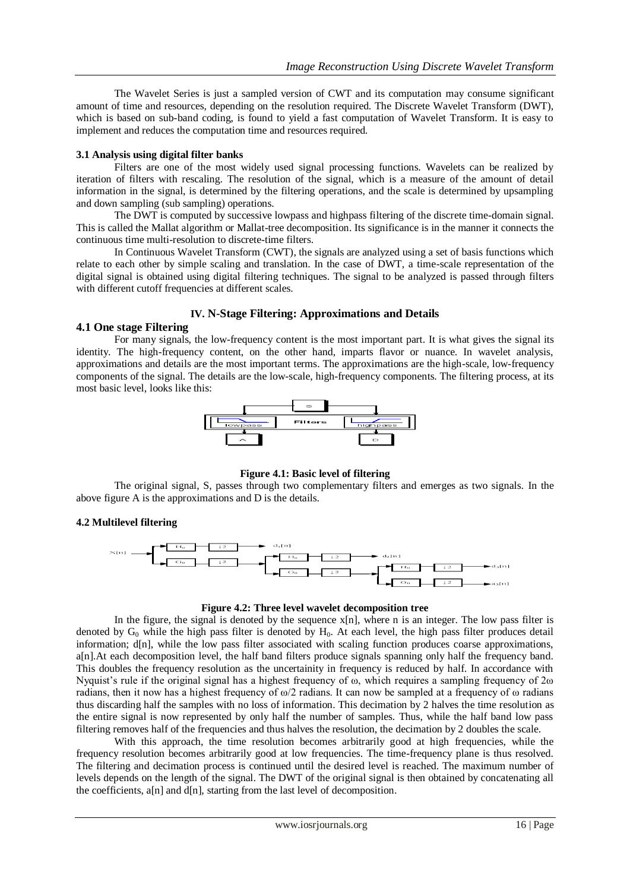The Wavelet Series is just a sampled version of CWT and its computation may consume significant amount of time and resources, depending on the resolution required. The Discrete Wavelet Transform (DWT), which is based on sub-band coding, is found to yield a fast computation of Wavelet Transform. It is easy to implement and reduces the computation time and resources required.

### 3.1 Analysis using digital filter banks

Filters are one of the most widely used signal processing functions. Wavelets can be realized by iteration of filters with rescaling. The resolution of the signal, which is a measure of the amount of detail information in the signal, is determined by the filtering operations, and the scale is determined by upsampling and down sampling (sub sampling) operations.

The DWT is computed by successive lowpass and highpass filtering of the discrete time-domain signal. This is called the Mallat algorithm or Mallat-tree decomposition. Its significance is in the manner it connects the continuous time multi-resolution to discrete-time filters.

In Continuous Wavelet Transform (CWT), the signals are analyzed using a set of basis functions which relate to each other by simple scaling and translation. In the case of DWT, a time-scale representation of the digital signal is obtained using digital filtering techniques. The signal to be analyzed is passed through filters with different cutoff frequencies at different scales.

## IV. N-Stage Filtering: Approximations and Details

### 4.1 One stage Filtering

For many signals, the low-frequency content is the most important part. It is what gives the signal its identity. The high-frequency content, on the other hand, imparts flavor or nuance. In wavelet analysis, approximations and details are the most important terms. The approximations are the high-scale, low-frequency components of the signal. The details are the low-scale, high-frequency components. The filtering process, at its most basic level, looks like this:

**Figure 4.1: Basic level of filtering**

The original signal, S, passes through two complementary filters and emerges as two signals. In the above figure A is the approximations and D is the details.

### 4.2 Multilevel filtering

**Figure 4.2: Three level wavelet decomposition tree**

In the figure, the signal is denoted by the sequence x[n], where n is an integer. The low pass filter is denoted by $G_0$ while the high pass filter is denoted by $H_0$. At each level, the high pass filter produces detail information; d[n], while the low pass filter associated with scaling function produces coarse approximations, a[n].At each decomposition level, the half band filters produce signals spanning only half the frequency band. This doubles the frequency resolution as the uncertainity in frequency is reduced by half. In accordance with Nyquist's rule if the original signal has a highest frequency of $\omega$, which requires a sampling frequency of $2\omega$ radians, then it now has a highest frequency of $\omega/2$ radians. It can now be sampled at a frequency of $\omega$ radians thus discarding half the samples with no loss of information. This decimation by 2 halves the time resolution as the entire signal is now represented by only half the number of samples. Thus, while the half band low pass filtering removes half of the frequencies and thus halves the resolution, the decimation by 2 doubles the scale.

With this approach, the time resolution becomes arbitrarily good at high frequencies, while the frequency resolution becomes arbitrarily good at low frequencies. The time-frequency plane is thus resolved. The filtering and decimation process is continued until the desired level is reached. The maximum number of levels depends on the length of the signal. The DWT of the original signal is then obtained by concatenating all the coefficients, a[n] and d[n], starting from the last level of decomposition.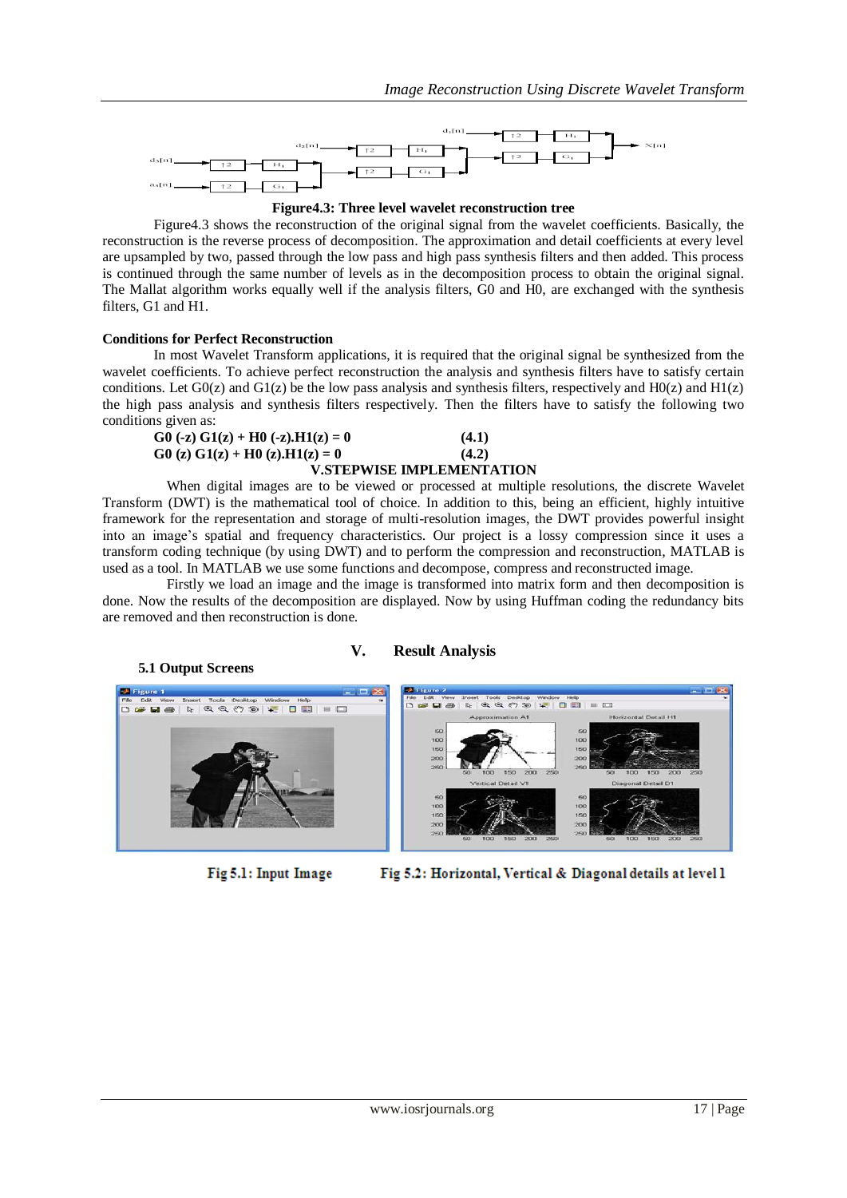**Figure4.3: Three level wavelet reconstruction tree**

Figure4.3 shows the reconstruction of the original signal from the wavelet coefficients. Basically, the reconstruction is the reverse process of decomposition. The approximation and detail coefficients at every level are upsampled by two, passed through the low pass and high pass synthesis filters and then added. This process is continued through the same number of levels as in the decomposition process to obtain the original signal. The Mallat algorithm works equally well if the analysis filters, G0 and H0, are exchanged with the synthesis filters, G1 and H1.

**Conditions for Perfect Reconstruction**

In most Wavelet Transform applications, it is required that the original signal be synthesized from the wavelet coefficients. To achieve perfect reconstruction the analysis and synthesis filters have to satisfy certain conditions. Let $G0(z)$ and $G1(z)$ be the low pass analysis and synthesis filters, respectively and $H0(z)$ and $H1(z)$ the high pass analysis and synthesis filters respectively. Then the filters have to satisfy the following two conditions given as:

$$G0(-z)\,G1(z) + H0(-z).H1(z) = 0 \qquad (4.1)$$

$$G0(z)\,G1(z) + H0(z).H1(z) = 0 \qquad (4.2)$$

## V.STEPWISE IMPLEMENTATION

When digital images are to be viewed or processed at multiple resolutions, the discrete Wavelet Transform (DWT) is the mathematical tool of choice. In addition to this, being an efficient, highly intuitive framework for the representation and storage of multi-resolution images, the DWT provides powerful insight into an image's spatial and frequency characteristics. Our project is a lossy compression since it uses a transform coding technique (by using DWT) and to perform the compression and reconstruction, MATLAB is used as a tool. In MATLAB we use some functions and decompose, compress and reconstructed image.

Firstly we load an image and the image is transformed into matrix form and then decomposition is done. Now the results of the decomposition are displayed. Now by using Huffman coding the redundancy bits are removed and then reconstruction is done.

## V. Result Analysis

### 5.1 Output Screens

Fig 5.1: Input Image

Fig 5.2: Horizontal, Vertical & Diagonal details at level 1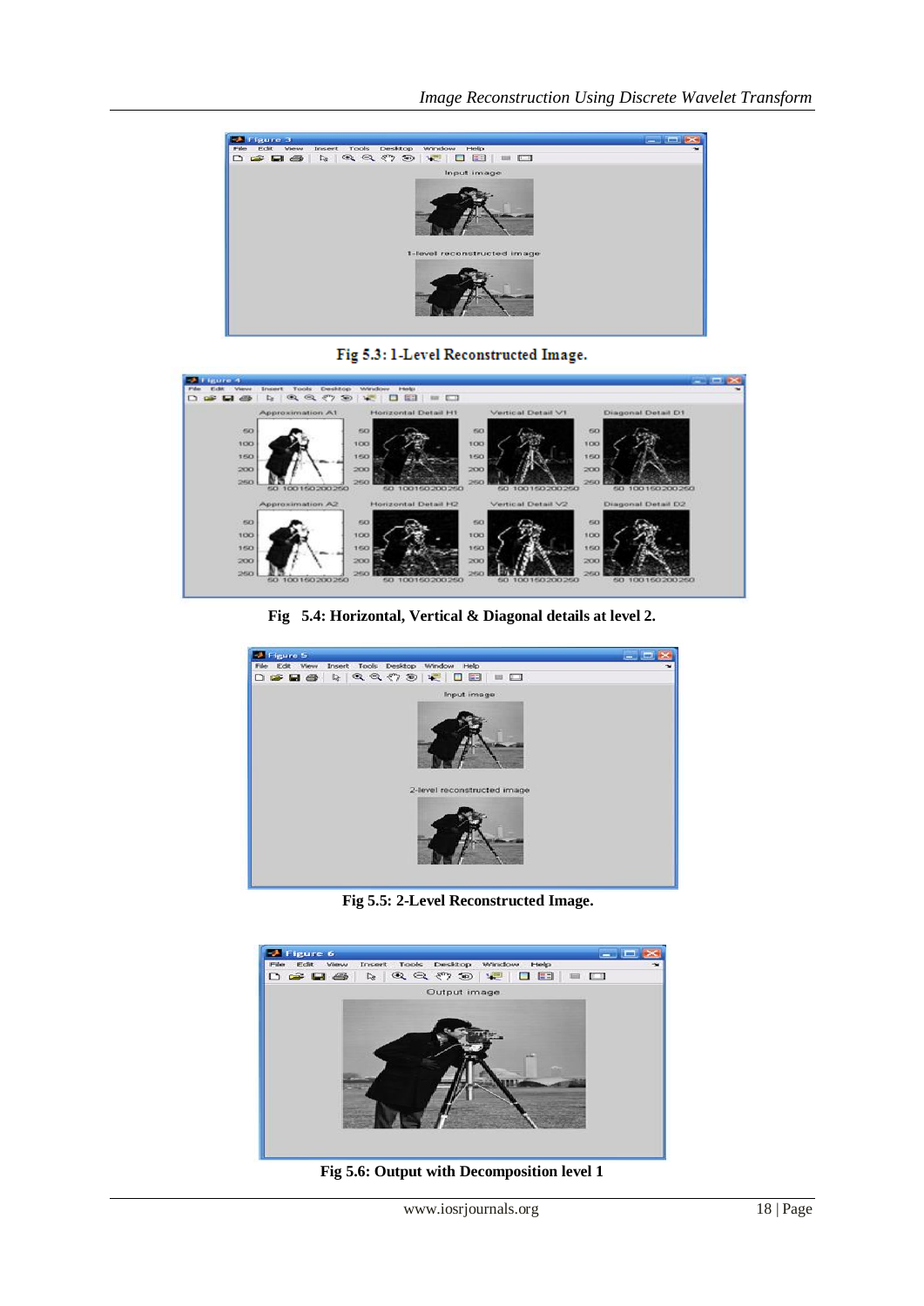Fig 5.3: 1-Level Reconstructed Image.

Fig 5.4: Horizontal, Vertical & Diagonal details at level 2.

Fig 5.5: 2-Level Reconstructed Image.

Fig 5.6: Output with Decomposition level 1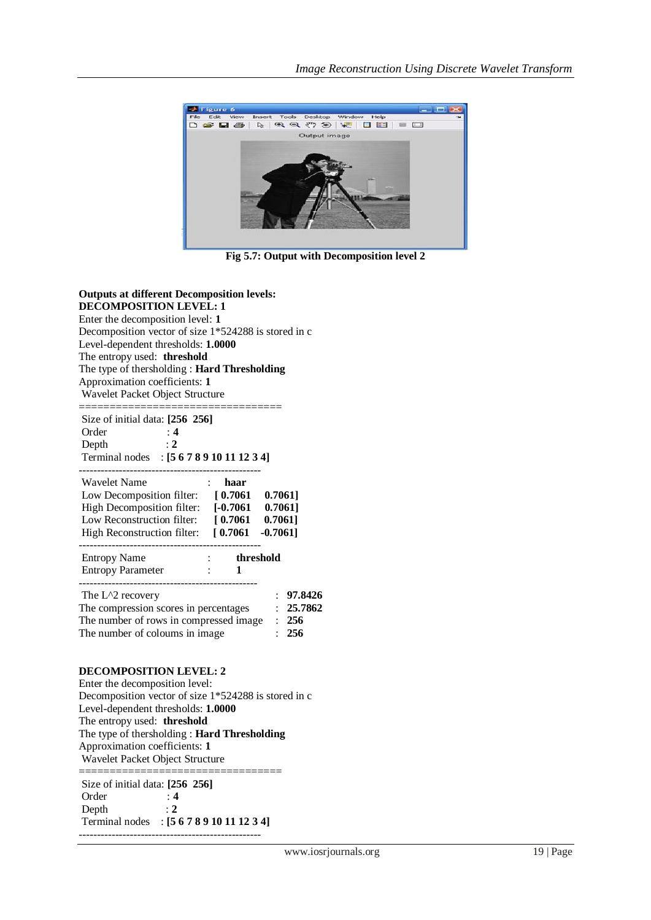Fig 5.7: Output with Decomposition level 2

**Outputs at different Decomposition levels:**

**DECOMPOSITION LEVEL: 1**

Enter the decomposition level: **1**
Decomposition vector of size 1*524288 is stored in c
Level-dependent thresholds: **1.0000**
The entropy used: **threshold**
The type of thersholding : **Hard Thresholding**
Approximation coefficients: **1**
Wavelet Packet Object Structure

=================================

Size of initial data: **[256 256]**
Order : **4**
Depth : **2**
Terminal nodes : **[5 6 7 8 9 10 11 12 3 4]**

-------------------------------------------------

Wavelet Name : **haar**
Low Decomposition filter: **[ 0.7061 0.7061]**
High Decomposition filter: **[-0.7061 0.7061]**
Low Reconstruction filter: **[ 0.7061 0.7061]**
High Reconstruction filter: **[ 0.7061 -0.7061]**

-------------------------------------------------

Entropy Name : **threshold**
Entropy Parameter : **1**

-------------------------------------------------

The L^2 recovery : **97.8426**
The compression scores in percentages : **25.7862**
The number of rows in compressed image : **256**
The number of coloums in image : **256**

**DECOMPOSITION LEVEL: 2**

Enter the decomposition level:
Decomposition vector of size 1*524288 is stored in c
Level-dependent thresholds: **1.0000**
The entropy used: **threshold**
The type of thersholding : **Hard Thresholding**
Approximation coefficients: **1**
Wavelet Packet Object Structure

=================================

Size of initial data: **[256 256]**
Order : **4**
Depth : **2**
Terminal nodes : **[5 6 7 8 9 10 11 12 3 4]**

-------------------------------------------------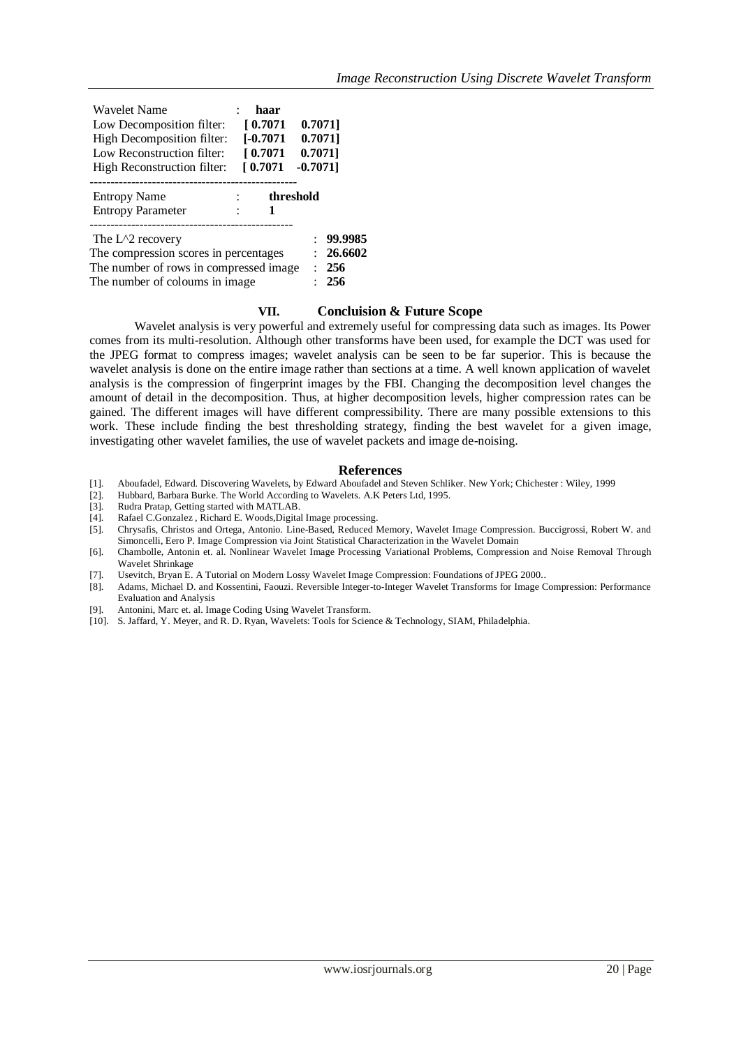| | | |
|---|---|---|
| Wavelet Name | : | **haar** |
| Low Decomposition filter: | **[ 0.7071** | **0.7071]** |
| High Decomposition filter: | **[-0.7071** | **0.7071]** |
| Low Reconstruction filter: | **[ 0.7071** | **0.7071]** |
| High Reconstruction filter: | **[ 0.7071** | **-0.7071]** |

-------------------------------------------------

| | | |
|---|---|---|
| Entropy Name | : | **threshold** |
| Entropy Parameter | : | **1** |

-------------------------------------------------

| | | |
|---|---|---|
| The L^2 recovery | : | **99.9985** |
| The compression scores in percentages | : | **26.6602** |
| The number of rows in compressed image | : | **256** |
| The number of coloums in image | : | **256** |

## VII. Concluision & Future Scope

Wavelet analysis is very powerful and extremely useful for compressing data such as images. Its Power comes from its multi-resolution. Although other transforms have been used, for example the DCT was used for the JPEG format to compress images; wavelet analysis can be seen to be far superior. This is because the wavelet analysis is done on the entire image rather than sections at a time. A well known application of wavelet analysis is the compression of fingerprint images by the FBI. Changing the decomposition level changes the amount of detail in the decomposition. Thus, at higher decomposition levels, higher compression rates can be gained. The different images will have different compressibility. There are many possible extensions to this work. These include finding the best thresholding strategy, finding the best wavelet for a given image, investigating other wavelet families, the use of wavelet packets and image de-noising.

## References

[1]. Aboufadel, Edward. Discovering Wavelets, by Edward Aboufadel and Steven Schliker. New York; Chichester : Wiley, 1999

[2]. Hubbard, Barbara Burke. The World According to Wavelets. A.K Peters Ltd, 1995.

[3]. Rudra Pratap, Getting started with MATLAB.

[4]. Rafael C.Gonzalez , Richard E. Woods,Digital Image processing.

[5]. Chrysafis, Christos and Ortega, Antonio. Line-Based, Reduced Memory, Wavelet Image Compression. Buccigrossi, Robert W. and Simoncelli, Eero P. Image Compression via Joint Statistical Characterization in the Wavelet Domain

[6]. Chambolle, Antonin et. al. Nonlinear Wavelet Image Processing Variational Problems, Compression and Noise Removal Through Wavelet Shrinkage

[7]. Usevitch, Bryan E. A Tutorial on Modern Lossy Wavelet Image Compression: Foundations of JPEG 2000..

[8]. Adams, Michael D. and Kossentini, Faouzi. Reversible Integer-to-Integer Wavelet Transforms for Image Compression: Performance Evaluation and Analysis

[9]. Antonini, Marc et. al. Image Coding Using Wavelet Transform.

[10]. S. Jaffard, Y. Meyer, and R. D. Ryan, Wavelets: Tools for Science & Technology, SIAM, Philadelphia.